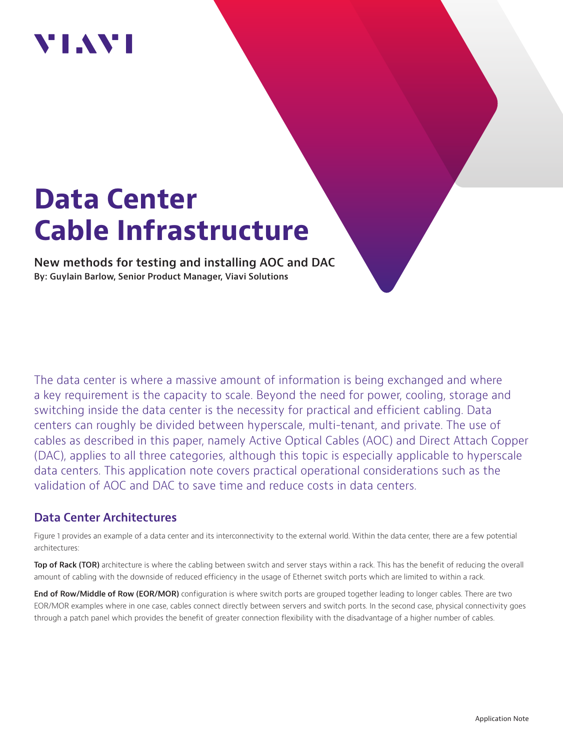VIAVI

# Data Center Cable Infrastructure

**New methods for testing and installing AOC and DAC**

**By: Guylain Barlow, Senior Product Manager, Viavi Solutions**

The data center is where a massive amount of information is being exchanged and where a key requirement is the capacity to scale. Beyond the need for power, cooling, storage and switching inside the data center is the necessity for practical and efficient cabling. Data centers can roughly be divided between hyperscale, multi-tenant, and private. The use of cables as described in this paper, namely Active Optical Cables (AOC) and Direct Attach Copper (DAC), applies to all three categories, although this topic is especially applicable to hyperscale data centers. This application note covers practical operational considerations such as the validation of AOC and DAC to save time and reduce costs in data centers.

## Data Center Architectures

Figure 1 provides an example of a data center and its interconnectivity to the external world. Within the data center, there are a few potential architectures:

**Top of Rack (TOR)** architecture is where the cabling between switch and server stays within a rack. This has the benefit of reducing the overall amount of cabling with the downside of reduced efficiency in the usage of Ethernet switch ports which are limited to within a rack.

**End of Row/Middle of Row (EOR/MOR)** configuration is where switch ports are grouped together leading to longer cables. There are two EOR/MOR examples where in one case, cables connect directly between servers and switch ports. In the second case, physical connectivity goes through a patch panel which provides the benefit of greater connection flexibility with the disadvantage of a higher number of cables.

Application Note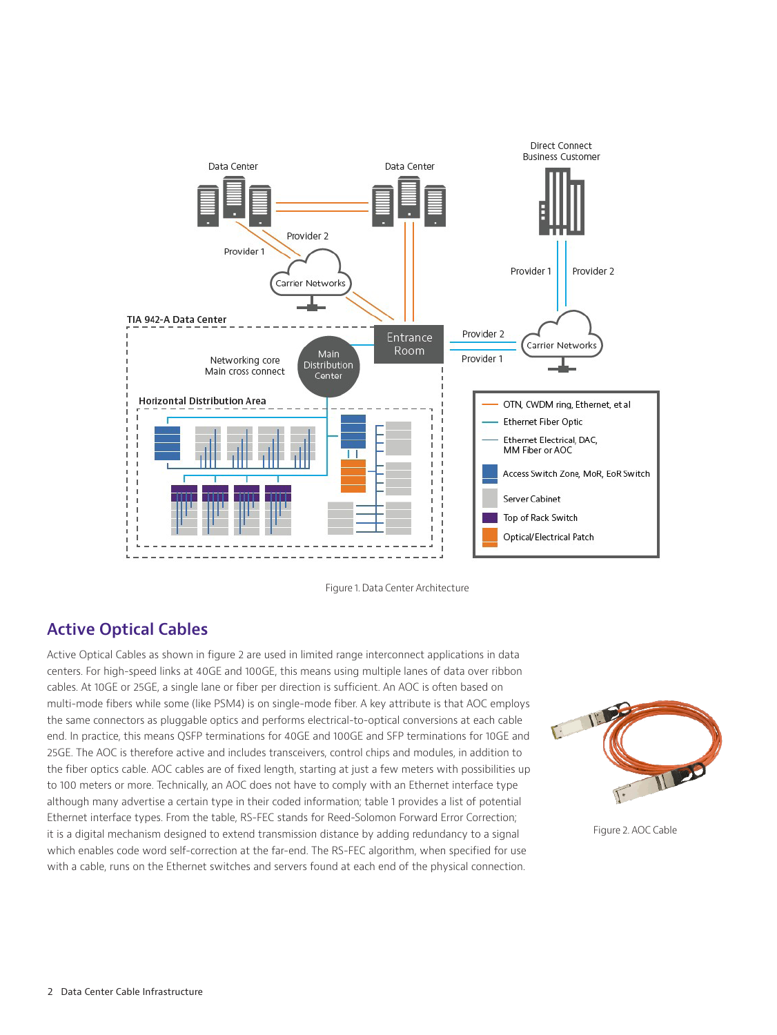Figure 1. Data Center Architecture

## Active Optical Cables

Active Optical Cables as shown in figure 2 are used in limited range interconnect applications in data centers. For high-speed links at 40GE and 100GE, this means using multiple lanes of data over ribbon cables. At 10GE or 25GE, a single lane or fiber per direction is sufficient. An AOC is often based on multi-mode fibers while some (like PSM4) is on single-mode fiber. A key attribute is that AOC employs the same connectors as pluggable optics and performs electrical-to-optical conversions at each cable end. In practice, this means QSFP terminations for 40GE and 100GE and SFP terminations for 10GE and 25GE. The AOC is therefore active and includes transceivers, control chips and modules, in addition to the fiber optics cable. AOC cables are of fixed length, starting at just a few meters with possibilities up to 100 meters or more. Technically, an AOC does not have to comply with an Ethernet interface type although many advertise a certain type in their coded information; table 1 provides a list of potential Ethernet interface types. From the table, RS-FEC stands for Reed-Solomon Forward Error Correction; it is a digital mechanism designed to extend transmission distance by adding redundancy to a signal which enables code word self-correction at the far-end. The RS-FEC algorithm, when specified for use with a cable, runs on the Ethernet switches and servers found at each end of the physical connection.

Figure 2. AOC Cable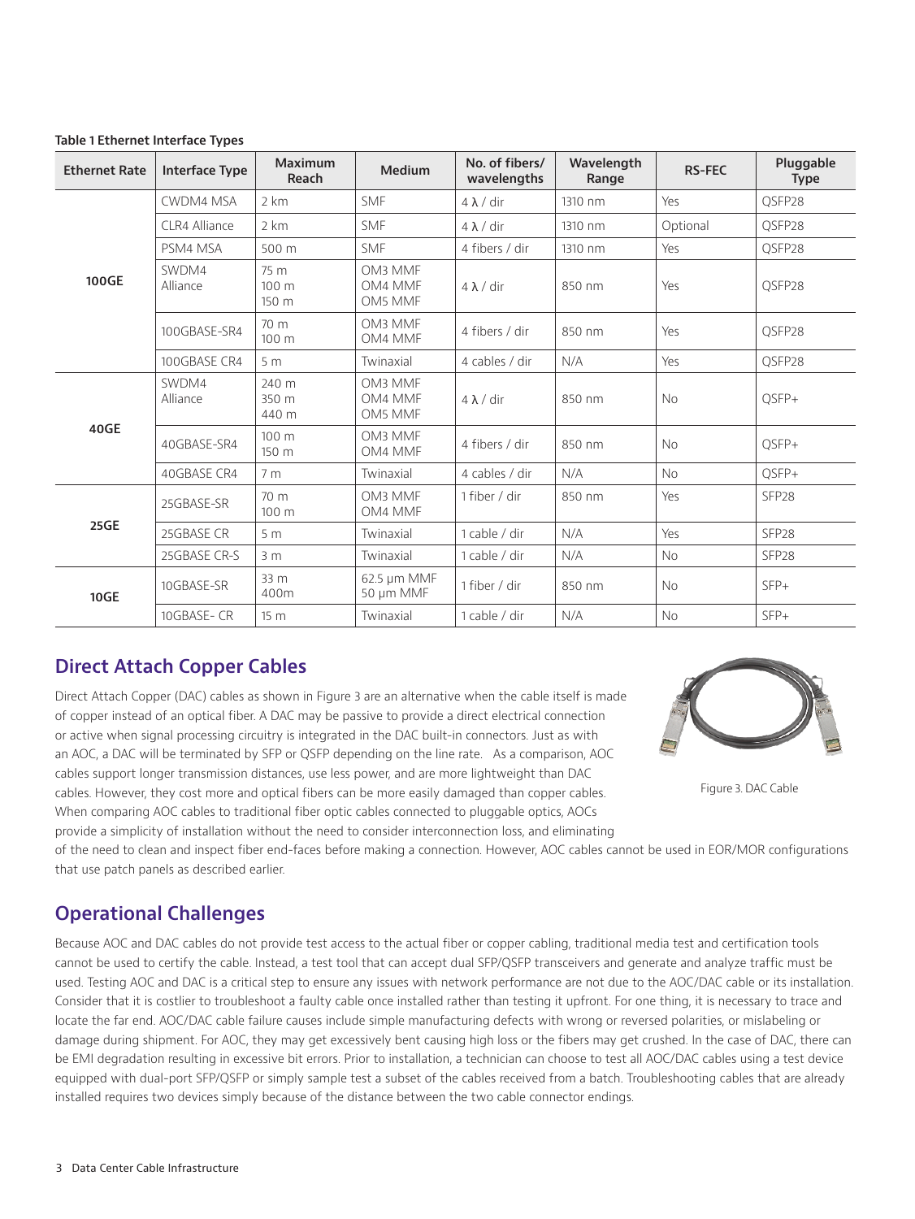**Table 1 Ethernet Interface Types**

| Ethernet Rate | Interface Type | Maximum Reach | Medium | No. of fibers/ wavelengths | Wavelength Range | RS-FEC | Pluggable Type |
|---|---|---|---|---|---|---|---|
| 100GE | CWDM4 MSA | 2 km | SMF | 4 λ / dir | 1310 nm | Yes | QSFP28 |
| | CLR4 Alliance | 2 km | SMF | 4 λ / dir | 1310 nm | Optional | QSFP28 |
| | PSM4 MSA | 500 m | SMF | 4 fibers / dir | 1310 nm | Yes | QSFP28 |
| | SWDM4 Alliance | 75 m 100 m 150 m | OM3 MMF OM4 MMF OM5 MMF | 4 λ / dir | 850 nm | Yes | QSFP28 |
| | 100GBASE-SR4 | 70 m 100 m | OM3 MMF OM4 MMF | 4 fibers / dir | 850 nm | Yes | QSFP28 |
| | 100GBASE CR4 | 5 m | Twinaxial | 4 cables / dir | N/A | Yes | QSFP28 |
| 40GE | SWDM4 Alliance | 240 m 350 m 440 m | OM3 MMF OM4 MMF OM5 MMF | 4 λ / dir | 850 nm | No | QSFP+ |
| | 40GBASE-SR4 | 100 m 150 m | OM3 MMF OM4 MMF | 4 fibers / dir | 850 nm | No | QSFP+ |
| | 40GBASE CR4 | 7 m | Twinaxial | 4 cables / dir | N/A | No | QSFP+ |
| 25GE | 25GBASE-SR | 70 m 100 m | OM3 MMF OM4 MMF | 1 fiber / dir | 850 nm | Yes | SFP28 |
| | 25GBASE CR | 5 m | Twinaxial | 1 cable / dir | N/A | Yes | SFP28 |
| | 25GBASE CR-S | 3 m | Twinaxial | 1 cable / dir | N/A | No | SFP28 |
| 10GE | 10GBASE-SR | 33 m 400m | 62.5 μm MMF 50 μm MMF | 1 fiber / dir | 850 nm | No | SFP+ |
| | 10GBASE- CR | 15 m | Twinaxial | 1 cable / dir | N/A | No | SFP+ |

## Direct Attach Copper Cables

Direct Attach Copper (DAC) cables as shown in Figure 3 are an alternative when the cable itself is made of copper instead of an optical fiber. A DAC may be passive to provide a direct electrical connection or active when signal processing circuitry is integrated in the DAC built-in connectors. Just as with an AOC, a DAC will be terminated by SFP or QSFP depending on the line rate. As a comparison, AOC cables support longer transmission distances, use less power, and are more lightweight than DAC cables. However, they cost more and optical fibers can be more easily damaged than copper cables. When comparing AOC cables to traditional fiber optic cables connected to pluggable optics, AOCs provide a simplicity of installation without the need to consider interconnection loss, and eliminating of the need to clean and inspect fiber end-faces before making a connection. However, AOC cables cannot be used in EOR/MOR configurations that use patch panels as described earlier.

Figure 3. DAC Cable

## Operational Challenges

Because AOC and DAC cables do not provide test access to the actual fiber or copper cabling, traditional media test and certification tools cannot be used to certify the cable. Instead, a test tool that can accept dual SFP/QSFP transceivers and generate and analyze traffic must be used. Testing AOC and DAC is a critical step to ensure any issues with network performance are not due to the AOC/DAC cable or its installation. Consider that it is costlier to troubleshoot a faulty cable once installed rather than testing it upfront. For one thing, it is necessary to trace and locate the far end. AOC/DAC cable failure causes include simple manufacturing defects with wrong or reversed polarities, or mislabeling or damage during shipment. For AOC, they may get excessively bent causing high loss or the fibers may get crushed. In the case of DAC, there can be EMI degradation resulting in excessive bit errors. Prior to installation, a technician can choose to test all AOC/DAC cables using a test device equipped with dual-port SFP/QSFP or simply sample test a subset of the cables received from a batch. Troubleshooting cables that are already installed requires two devices simply because of the distance between the two cable connector endings.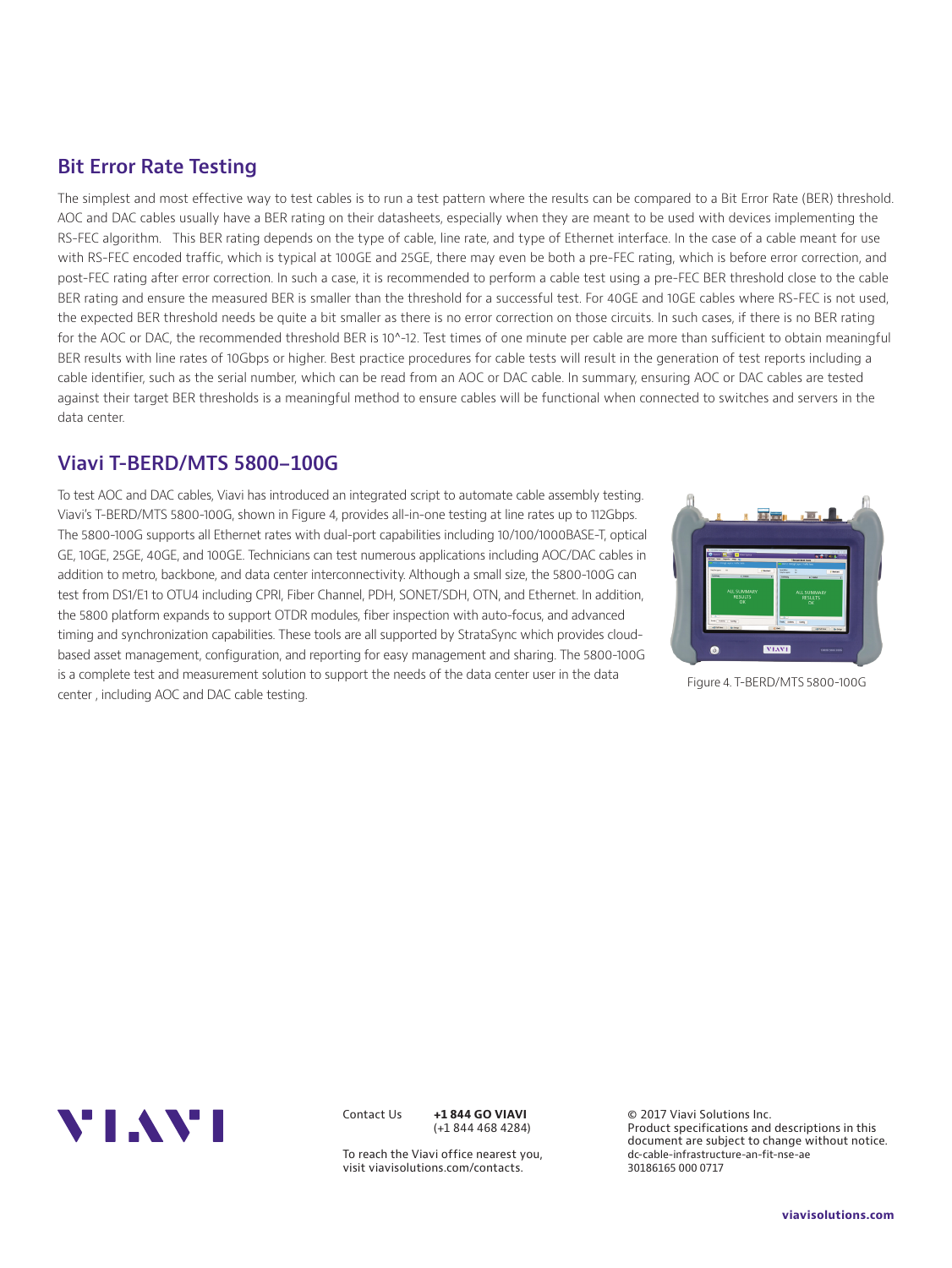## Bit Error Rate Testing

The simplest and most effective way to test cables is to run a test pattern where the results can be compared to a Bit Error Rate (BER) threshold. AOC and DAC cables usually have a BER rating on their datasheets, especially when they are meant to be used with devices implementing the RS-FEC algorithm.   This BER rating depends on the type of cable, line rate, and type of Ethernet interface. In the case of a cable meant for use with RS-FEC encoded traffic, which is typical at 100GE and 25GE, there may even be both a pre-FEC rating, which is before error correction, and post-FEC rating after error correction. In such a case, it is recommended to perform a cable test using a pre-FEC BER threshold close to the cable BER rating and ensure the measured BER is smaller than the threshold for a successful test. For 40GE and 10GE cables where RS-FEC is not used, the expected BER threshold needs be quite a bit smaller as there is no error correction on those circuits. In such cases, if there is no BER rating for the AOC or DAC, the recommended threshold BER is 10^-12. Test times of one minute per cable are more than sufficient to obtain meaningful BER results with line rates of 10Gbps or higher. Best practice procedures for cable tests will result in the generation of test reports including a cable identifier, such as the serial number, which can be read from an AOC or DAC cable. In summary, ensuring AOC or DAC cables are tested against their target BER thresholds is a meaningful method to ensure cables will be functional when connected to switches and servers in the data center.

## Viavi T-BERD/MTS 5800–100G

To test AOC and DAC cables, Viavi has introduced an integrated script to automate cable assembly testing. Viavi's T-BERD/MTS 5800-100G, shown in Figure 4, provides all-in-one testing at line rates up to 112Gbps. The 5800-100G supports all Ethernet rates with dual-port capabilities including 10/100/1000BASE-T, optical GE, 10GE, 25GE, 40GE, and 100GE. Technicians can test numerous applications including AOC/DAC cables in addition to metro, backbone, and data center interconnectivity. Although a small size, the 5800-100G can test from DS1/E1 to OTU4 including CPRI, Fiber Channel, PDH, SONET/SDH, OTN, and Ethernet. In addition, the 5800 platform expands to support OTDR modules, fiber inspection with auto-focus, and advanced timing and synchronization capabilities. These tools are all supported by StrataSync which provides cloud-based asset management, configuration, and reporting for easy management and sharing. The 5800-100G is a complete test and measurement solution to support the needs of the data center user in the data center , including AOC and DAC cable testing.

Figure 4. T-BERD/MTS 5800-100G

Contact Us **+1 844 GO VIAVI**
(+1 844 468 4284)

To reach the Viavi office nearest you, visit viavisolutions.com/contacts.

© 2017 Viavi Solutions Inc.
Product specifications and descriptions in this document are subject to change without notice.
dc-cable-infrastructure-an-fit-nse-ae
30186165 000 0717

**viavisolutions.com**